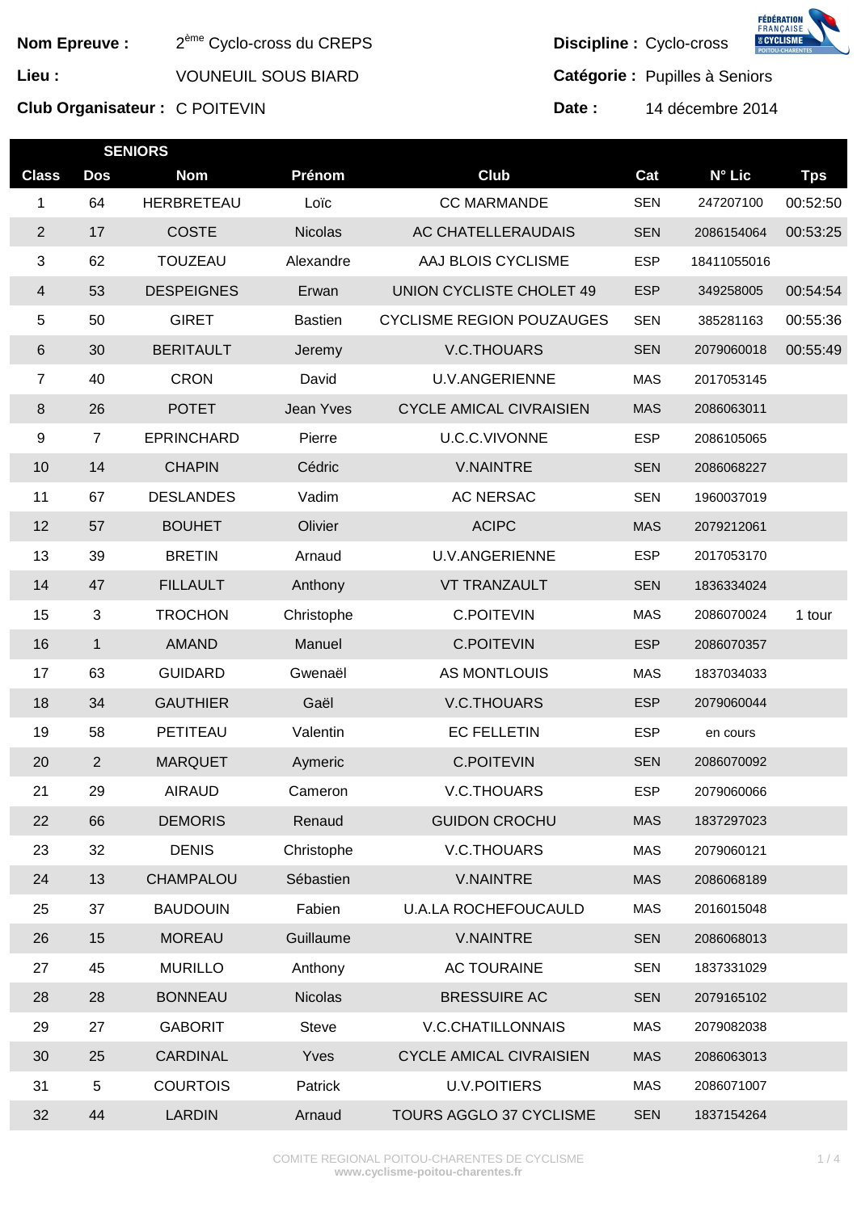**Nom Epreuve :** 2ème Cyclo-cross du CREPS

**Lieu :** VOUNEUIL SOUS BIARD

**Club Organisateur :** C POITEVIN

**Discipline :** Cyclo-cross

**Catégorie :** Pupilles à Seniors

**Date :** 14 décembre 2014

**SENIORS**

| Class | Dos | Nom | Prénom | Club | Cat | N° Lic | Tps |
|---|---|---|---|---|---|---|---|
| 1 | 64 | HERBRETEAU | Loïc | CC MARMANDE | SEN | 247207100 | 00:52:50 |
| 2 | 17 | COSTE | Nicolas | AC CHATELLERAUDAIS | SEN | 2086154064 | 00:53:25 |
| 3 | 62 | TOUZEAU | Alexandre | AAJ BLOIS CYCLISME | ESP | 18411055016 | |
| 4 | 53 | DESPEIGNES | Erwan | UNION CYCLISTE CHOLET 49 | ESP | 349258005 | 00:54:54 |
| 5 | 50 | GIRET | Bastien | CYCLISME REGION POUZAUGES | SEN | 385281163 | 00:55:36 |
| 6 | 30 | BERITAULT | Jeremy | V.C.THOUARS | SEN | 2079060018 | 00:55:49 |
| 7 | 40 | CRON | David | U.V.ANGERIENNE | MAS | 2017053145 | |
| 8 | 26 | POTET | Jean Yves | CYCLE AMICAL CIVRAISIEN | MAS | 2086063011 | |
| 9 | 7 | EPRINCHARD | Pierre | U.C.C.VIVONNE | ESP | 2086105065 | |
| 10 | 14 | CHAPIN | Cédric | V.NAINTRE | SEN | 2086068227 | |
| 11 | 67 | DESLANDES | Vadim | AC NERSAC | SEN | 1960037019 | |
| 12 | 57 | BOUHET | Olivier | ACIPC | MAS | 2079212061 | |
| 13 | 39 | BRETIN | Arnaud | U.V.ANGERIENNE | ESP | 2017053170 | |
| 14 | 47 | FILLAULT | Anthony | VT TRANZAULT | SEN | 1836334024 | |
| 15 | 3 | TROCHON | Christophe | C.POITEVIN | MAS | 2086070024 | 1 tour |
| 16 | 1 | AMAND | Manuel | C.POITEVIN | ESP | 2086070357 | |
| 17 | 63 | GUIDARD | Gwenaël | AS MONTLOUIS | MAS | 1837034033 | |
| 18 | 34 | GAUTHIER | Gaël | V.C.THOUARS | ESP | 2079060044 | |
| 19 | 58 | PETITEAU | Valentin | EC FELLETIN | ESP | en cours | |
| 20 | 2 | MARQUET | Aymeric | C.POITEVIN | SEN | 2086070092 | |
| 21 | 29 | AIRAUD | Cameron | V.C.THOUARS | ESP | 2079060066 | |
| 22 | 66 | DEMORIS | Renaud | GUIDON CROCHU | MAS | 1837297023 | |
| 23 | 32 | DENIS | Christophe | V.C.THOUARS | MAS | 2079060121 | |
| 24 | 13 | CHAMPALOU | Sébastien | V.NAINTRE | MAS | 2086068189 | |
| 25 | 37 | BAUDOUIN | Fabien | U.A.LA ROCHEFOUCAULD | MAS | 2016015048 | |
| 26 | 15 | MOREAU | Guillaume | V.NAINTRE | SEN | 2086068013 | |
| 27 | 45 | MURILLO | Anthony | AC TOURAINE | SEN | 1837331029 | |
| 28 | 28 | BONNEAU | Nicolas | BRESSUIRE AC | SEN | 2079165102 | |
| 29 | 27 | GABORIT | Steve | V.C.CHATILLONNAIS | MAS | 2079082038 | |
| 30 | 25 | CARDINAL | Yves | CYCLE AMICAL CIVRAISIEN | MAS | 2086063013 | |
| 31 | 5 | COURTOIS | Patrick | U.V.POITIERS | MAS | 2086071007 | |
| 32 | 44 | LARDIN | Arnaud | TOURS AGGLO 37 CYCLISME | SEN | 1837154264 | |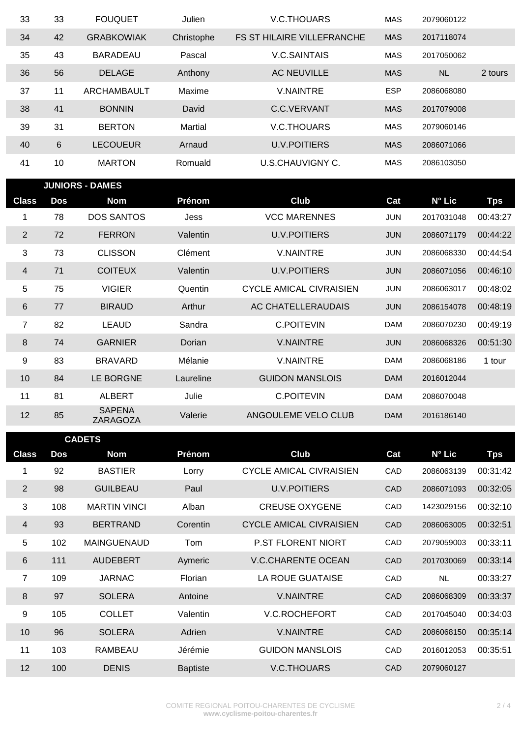| Class | Dos | Nom | Prénom | Club | Cat | N° Lic | Tps |
|---|---|---|---|---|---|---|---|
| 33 | 33 | FOUQUET | Julien | V.C.THOUARS | MAS | 2079060122 | |
| 34 | 42 | GRABKOWIAK | Christophe | FS ST HILAIRE VILLEFRANCHE | MAS | 2017118074 | |
| 35 | 43 | BARADEAU | Pascal | V.C.SAINTAIS | MAS | 2017050062 | |
| 36 | 56 | DELAGE | Anthony | AC NEUVILLE | MAS | NL | 2 tours |
| 37 | 11 | ARCHAMBAULT | Maxime | V.NAINTRE | ESP | 2086068080 | |
| 38 | 41 | BONNIN | David | C.C.VERVANT | MAS | 2017079008 | |
| 39 | 31 | BERTON | Martial | V.C.THOUARS | MAS | 2079060146 | |
| 40 | 6 | LECOUEUR | Arnaud | U.V.POITIERS | MAS | 2086071066 | |
| 41 | 10 | MARTON | Romuald | U.S.CHAUVIGNY C. | MAS | 2086103050 | |

**JUNIORS - DAMES**

| Class | Dos | Nom | Prénom | Club | Cat | N° Lic | Tps |
|---|---|---|---|---|---|---|---|
| 1 | 78 | DOS SANTOS | Jess | VCC MARENNES | JUN | 2017031048 | 00:43:27 |
| 2 | 72 | FERRON | Valentin | U.V.POITIERS | JUN | 2086071179 | 00:44:22 |
| 3 | 73 | CLISSON | Clément | V.NAINTRE | JUN | 2086068330 | 00:44:54 |
| 4 | 71 | COITEUX | Valentin | U.V.POITIERS | JUN | 2086071056 | 00:46:10 |
| 5 | 75 | VIGIER | Quentin | CYCLE AMICAL CIVRAISIEN | JUN | 2086063017 | 00:48:02 |
| 6 | 77 | BIRAUD | Arthur | AC CHATELLERAUDAIS | JUN | 2086154078 | 00:48:19 |
| 7 | 82 | LEAUD | Sandra | C.POITEVIN | DAM | 2086070230 | 00:49:19 |
| 8 | 74 | GARNIER | Dorian | V.NAINTRE | JUN | 2086068326 | 00:51:30 |
| 9 | 83 | BRAVARD | Mélanie | V.NAINTRE | DAM | 2086068186 | 1 tour |
| 10 | 84 | LE BORGNE | Laureline | GUIDON MANSLOIS | DAM | 2016012044 | |
| 11 | 81 | ALBERT | Julie | C.POITEVIN | DAM | 2086070048 | |
| 12 | 85 | SAPENA ZARAGOZA | Valerie | ANGOULEME VELO CLUB | DAM | 2016186140 | |

**CADETS**

| Class | Dos | Nom | Prénom | Club | Cat | N° Lic | Tps |
|---|---|---|---|---|---|---|---|
| 1 | 92 | BASTIER | Lorry | CYCLE AMICAL CIVRAISIEN | CAD | 2086063139 | 00:31:42 |
| 2 | 98 | GUILBEAU | Paul | U.V.POITIERS | CAD | 2086071093 | 00:32:05 |
| 3 | 108 | MARTIN VINCI | Alban | CREUSE OXYGENE | CAD | 1423029156 | 00:32:10 |
| 4 | 93 | BERTRAND | Corentin | CYCLE AMICAL CIVRAISIEN | CAD | 2086063005 | 00:32:51 |
| 5 | 102 | MAINGUENAUD | Tom | P.ST FLORENT NIORT | CAD | 2079059003 | 00:33:11 |
| 6 | 111 | AUDEBERT | Aymeric | V.C.CHARENTE OCEAN | CAD | 2017030069 | 00:33:14 |
| 7 | 109 | JARNAC | Florian | LA ROUE GUATAISE | CAD | NL | 00:33:27 |
| 8 | 97 | SOLERA | Antoine | V.NAINTRE | CAD | 2086068309 | 00:33:37 |
| 9 | 105 | COLLET | Valentin | V.C.ROCHEFORT | CAD | 2017045040 | 00:34:03 |
| 10 | 96 | SOLERA | Adrien | V.NAINTRE | CAD | 2086068150 | 00:35:14 |
| 11 | 103 | RAMBEAU | Jérémie | GUIDON MANSLOIS | CAD | 2016012053 | 00:35:51 |
| 12 | 100 | DENIS | Baptiste | V.C.THOUARS | CAD | 2079060127 | |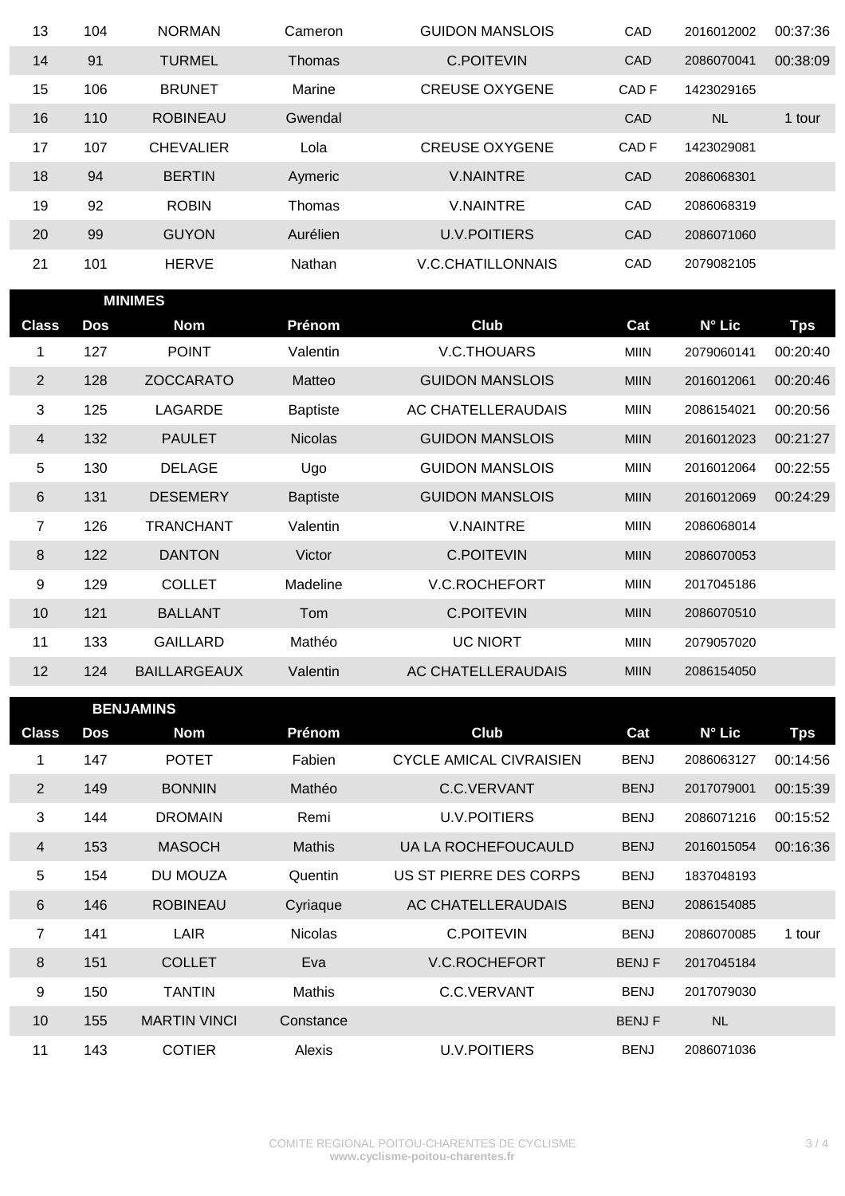| Class | Dos | Nom | Prénom | Club | Cat | N° Lic | Tps |
|---|---|---|---|---|---|---|---|
| 13 | 104 | NORMAN | Cameron | GUIDON MANSLOIS | CAD | 2016012002 | 00:37:36 |
| 14 | 91 | TURMEL | Thomas | C.POITEVIN | CAD | 2086070041 | 00:38:09 |
| 15 | 106 | BRUNET | Marine | CREUSE OXYGENE | CAD F | 1423029165 | |
| 16 | 110 | ROBINEAU | Gwendal | | CAD | NL | 1 tour |
| 17 | 107 | CHEVALIER | Lola | CREUSE OXYGENE | CAD F | 1423029081 | |
| 18 | 94 | BERTIN | Aymeric | V.NAINTRE | CAD | 2086068301 | |
| 19 | 92 | ROBIN | Thomas | V.NAINTRE | CAD | 2086068319 | |
| 20 | 99 | GUYON | Aurélien | U.V.POITIERS | CAD | 2086071060 | |
| 21 | 101 | HERVE | Nathan | V.C.CHATILLONNAIS | CAD | 2079082105 | |

**MINIMES**

| Class | Dos | Nom | Prénom | Club | Cat | N° Lic | Tps |
|---|---|---|---|---|---|---|---|
| 1 | 127 | POINT | Valentin | V.C.THOUARS | MIIN | 2079060141 | 00:20:40 |
| 2 | 128 | ZOCCARATO | Matteo | GUIDON MANSLOIS | MIIN | 2016012061 | 00:20:46 |
| 3 | 125 | LAGARDE | Baptiste | AC CHATELLERAUDAIS | MIIN | 2086154021 | 00:20:56 |
| 4 | 132 | PAULET | Nicolas | GUIDON MANSLOIS | MIIN | 2016012023 | 00:21:27 |
| 5 | 130 | DELAGE | Ugo | GUIDON MANSLOIS | MIIN | 2016012064 | 00:22:55 |
| 6 | 131 | DESEMERY | Baptiste | GUIDON MANSLOIS | MIIN | 2016012069 | 00:24:29 |
| 7 | 126 | TRANCHANT | Valentin | V.NAINTRE | MIIN | 2086068014 | |
| 8 | 122 | DANTON | Victor | C.POITEVIN | MIIN | 2086070053 | |
| 9 | 129 | COLLET | Madeline | V.C.ROCHEFORT | MIIN | 2017045186 | |
| 10 | 121 | BALLANT | Tom | C.POITEVIN | MIIN | 2086070510 | |
| 11 | 133 | GAILLARD | Mathéo | UC NIORT | MIIN | 2079057020 | |
| 12 | 124 | BAILLARGEAUX | Valentin | AC CHATELLERAUDAIS | MIIN | 2086154050 | |

**BENJAMINS**

| Class | Dos | Nom | Prénom | Club | Cat | N° Lic | Tps |
|---|---|---|---|---|---|---|---|
| 1 | 147 | POTET | Fabien | CYCLE AMICAL CIVRAISIEN | BENJ | 2086063127 | 00:14:56 |
| 2 | 149 | BONNIN | Mathéo | C.C.VERVANT | BENJ | 2017079001 | 00:15:39 |
| 3 | 144 | DROMAIN | Remi | U.V.POITIERS | BENJ | 2086071216 | 00:15:52 |
| 4 | 153 | MASOCH | Mathis | UA LA ROCHEFOUCAULD | BENJ | 2016015054 | 00:16:36 |
| 5 | 154 | DU MOUZA | Quentin | US ST PIERRE DES CORPS | BENJ | 1837048193 | |
| 6 | 146 | ROBINEAU | Cyriaque | AC CHATELLERAUDAIS | BENJ | 2086154085 | |
| 7 | 141 | LAIR | Nicolas | C.POITEVIN | BENJ | 2086070085 | 1 tour |
| 8 | 151 | COLLET | Eva | V.C.ROCHEFORT | BENJ F | 2017045184 | |
| 9 | 150 | TANTIN | Mathis | C.C.VERVANT | BENJ | 2017079030 | |
| 10 | 155 | MARTIN VINCI | Constance | | BENJ F | NL | |
| 11 | 143 | COTIER | Alexis | U.V.POITIERS | BENJ | 2086071036 | |

COMITE REGIONAL POITOU-CHARENTES DE CYCLISME
**www.cyclisme-poitou-charentes.fr**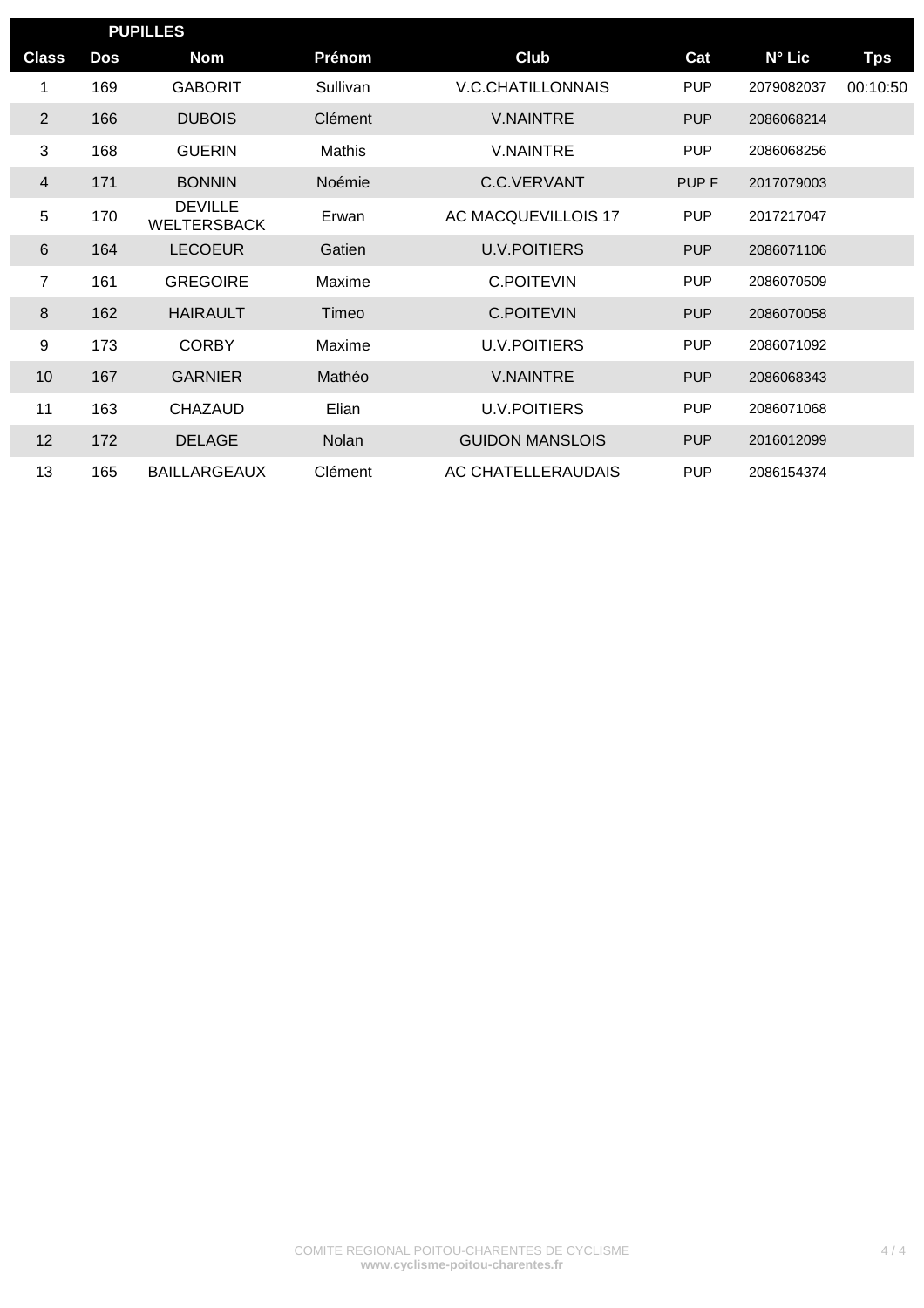| PUPILLES | | | | | | | |
|---|---|---|---|---|---|---|---|
| **Class** | **Dos** | **Nom** | **Prénom** | **Club** | **Cat** | **N° Lic** | **Tps** |
| 1 | 169 | GABORIT | Sullivan | V.C.CHATILLONNAIS | PUP | 2079082037 | 00:10:50 |
| 2 | 166 | DUBOIS | Clément | V.NAINTRE | PUP | 2086068214 | |
| 3 | 168 | GUERIN | Mathis | V.NAINTRE | PUP | 2086068256 | |
| 4 | 171 | BONNIN | Noémie | C.C.VERVANT | PUP F | 2017079003 | |
| 5 | 170 | DEVILLE WELTERSBACK | Erwan | AC MACQUEVILLOIS 17 | PUP | 2017217047 | |
| 6 | 164 | LECOEUR | Gatien | U.V.POITIERS | PUP | 2086071106 | |
| 7 | 161 | GREGOIRE | Maxime | C.POITEVIN | PUP | 2086070509 | |
| 8 | 162 | HAIRAULT | Timeo | C.POITEVIN | PUP | 2086070058 | |
| 9 | 173 | CORBY | Maxime | U.V.POITIERS | PUP | 2086071092 | |
| 10 | 167 | GARNIER | Mathéo | V.NAINTRE | PUP | 2086068343 | |
| 11 | 163 | CHAZAUD | Elian | U.V.POITIERS | PUP | 2086071068 | |
| 12 | 172 | DELAGE | Nolan | GUIDON MANSLOIS | PUP | 2016012099 | |
| 13 | 165 | BAILLARGEAUX | Clément | AC CHATELLERAUDAIS | PUP | 2086154374 | |